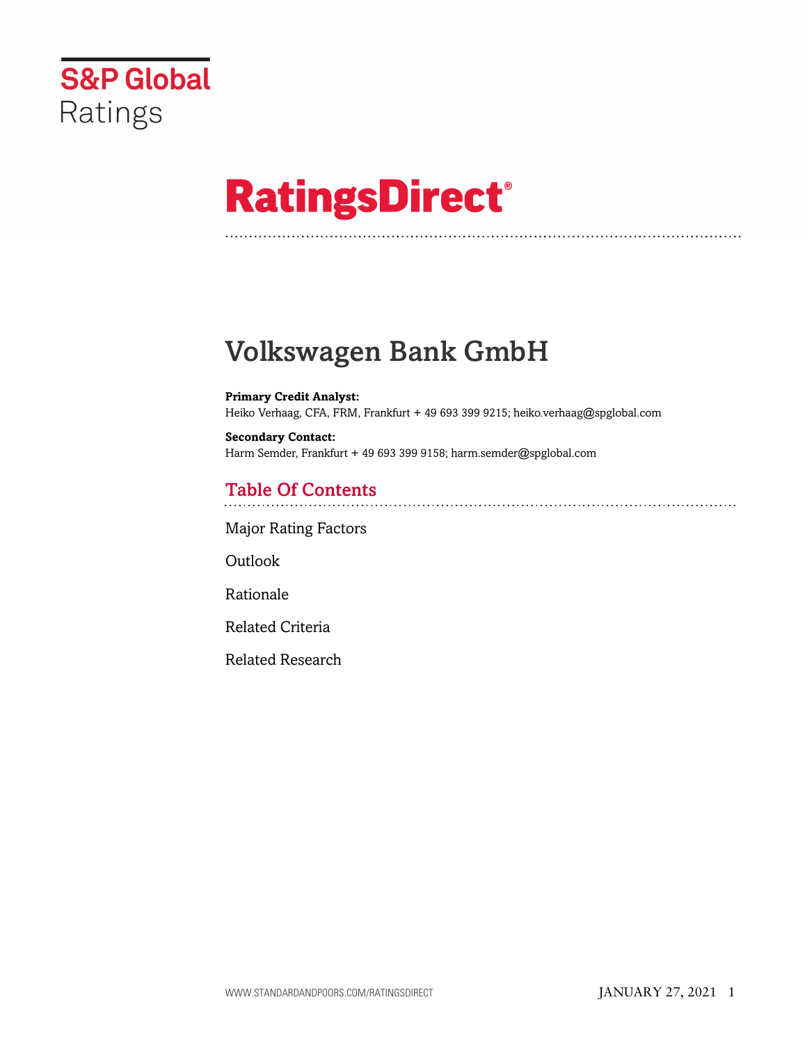S&P Global Ratings

# RatingsDirect®

# Volkswagen Bank GmbH

**Primary Credit Analyst:**
Heiko Verhaag, CFA, FRM, Frankfurt + 49 693 399 9215; heiko.verhaag@spglobal.com

**Secondary Contact:**
Harm Semder, Frankfurt + 49 693 399 9158; harm.semder@spglobal.com

## Table Of Contents

Major Rating Factors

Outlook

Rationale

Related Criteria

Related Research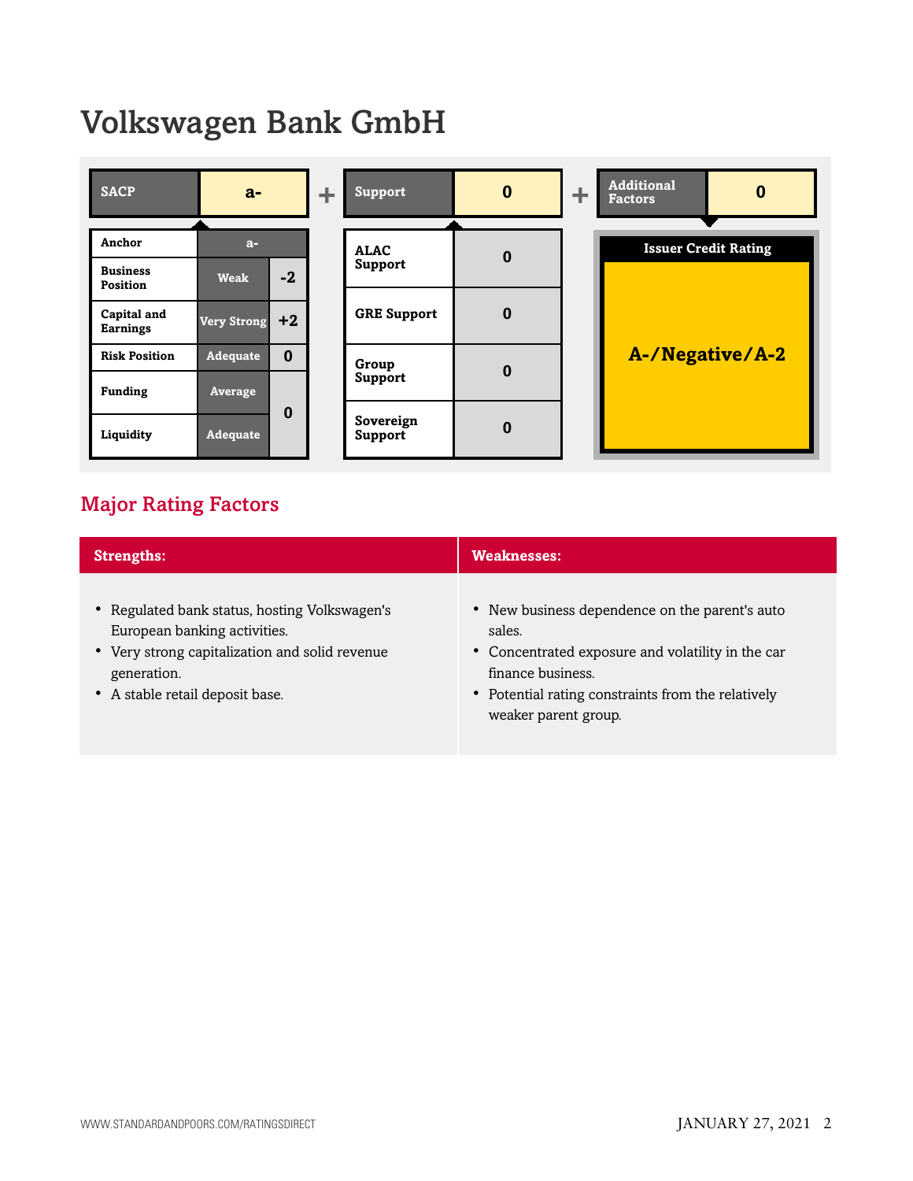# Volkswagen Bank GmbH

| SACP | a- |
|---|---|
| Anchor | a- | |
| Business Position | Weak | -2 |
| Capital and Earnings | Very Strong | +2 |
| Risk Position | Adequate | 0 |
| Funding | Average | 0 |
| Liquidity | Adequate | |

\+

| Support | 0 |
|---|---|
| ALAC Support | 0 |
| GRE Support | 0 |
| Group Support | 0 |
| Sovereign Support | 0 |

\+

| Additional Factors | 0 |
|---|---|

**Issuer Credit Rating**

**A-/Negative/A-2**

## Major Rating Factors

| Strengths: | Weaknesses: |
|---|---|
| • Regulated bank status, hosting Volkswagen's European banking activities.<br>• Very strong capitalization and solid revenue generation.<br>• A stable retail deposit base. | • New business dependence on the parent's auto sales.<br>• Concentrated exposure and volatility in the car finance business.<br>• Potential rating constraints from the relatively weaker parent group. |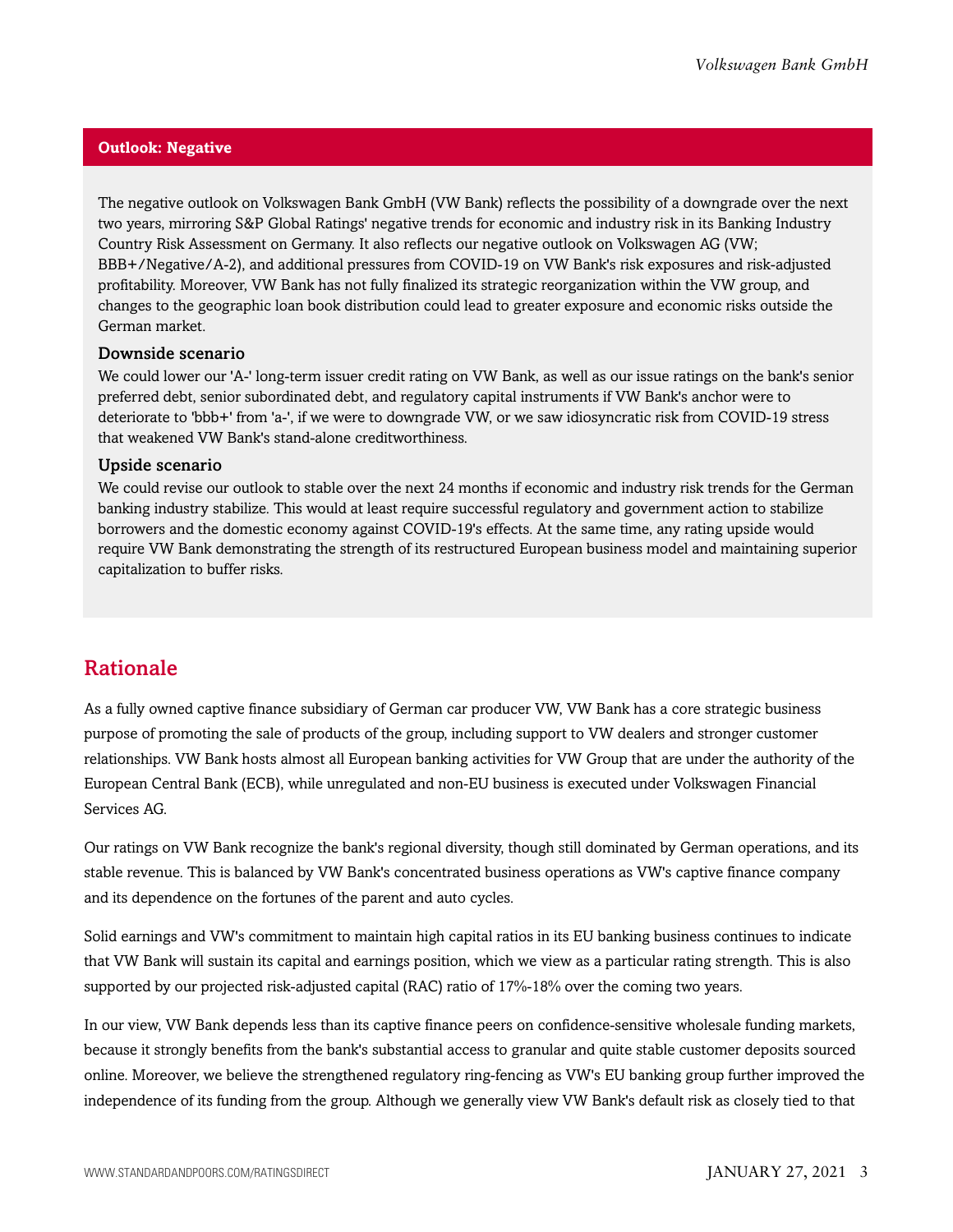### Outlook: Negative

The negative outlook on Volkswagen Bank GmbH (VW Bank) reflects the possibility of a downgrade over the next two years, mirroring S&P Global Ratings' negative trends for economic and industry risk in its Banking Industry Country Risk Assessment on Germany. It also reflects our negative outlook on Volkswagen AG (VW; BBB+/Negative/A-2), and additional pressures from COVID-19 on VW Bank's risk exposures and risk-adjusted profitability. Moreover, VW Bank has not fully finalized its strategic reorganization within the VW group, and changes to the geographic loan book distribution could lead to greater exposure and economic risks outside the German market.

#### Downside scenario

We could lower our 'A-' long-term issuer credit rating on VW Bank, as well as our issue ratings on the bank's senior preferred debt, senior subordinated debt, and regulatory capital instruments if VW Bank's anchor were to deteriorate to 'bbb+' from 'a-', if we were to downgrade VW, or we saw idiosyncratic risk from COVID-19 stress that weakened VW Bank's stand-alone creditworthiness.

#### Upside scenario

We could revise our outlook to stable over the next 24 months if economic and industry risk trends for the German banking industry stabilize. This would at least require successful regulatory and government action to stabilize borrowers and the domestic economy against COVID-19's effects. At the same time, any rating upside would require VW Bank demonstrating the strength of its restructured European business model and maintaining superior capitalization to buffer risks.

## Rationale

As a fully owned captive finance subsidiary of German car producer VW, VW Bank has a core strategic business purpose of promoting the sale of products of the group, including support to VW dealers and stronger customer relationships. VW Bank hosts almost all European banking activities for VW Group that are under the authority of the European Central Bank (ECB), while unregulated and non-EU business is executed under Volkswagen Financial Services AG.

Our ratings on VW Bank recognize the bank's regional diversity, though still dominated by German operations, and its stable revenue. This is balanced by VW Bank's concentrated business operations as VW's captive finance company and its dependence on the fortunes of the parent and auto cycles.

Solid earnings and VW's commitment to maintain high capital ratios in its EU banking business continues to indicate that VW Bank will sustain its capital and earnings position, which we view as a particular rating strength. This is also supported by our projected risk-adjusted capital (RAC) ratio of 17%-18% over the coming two years.

In our view, VW Bank depends less than its captive finance peers on confidence-sensitive wholesale funding markets, because it strongly benefits from the bank's substantial access to granular and quite stable customer deposits sourced online. Moreover, we believe the strengthened regulatory ring-fencing as VW's EU banking group further improved the independence of its funding from the group. Although we generally view VW Bank's default risk as closely tied to that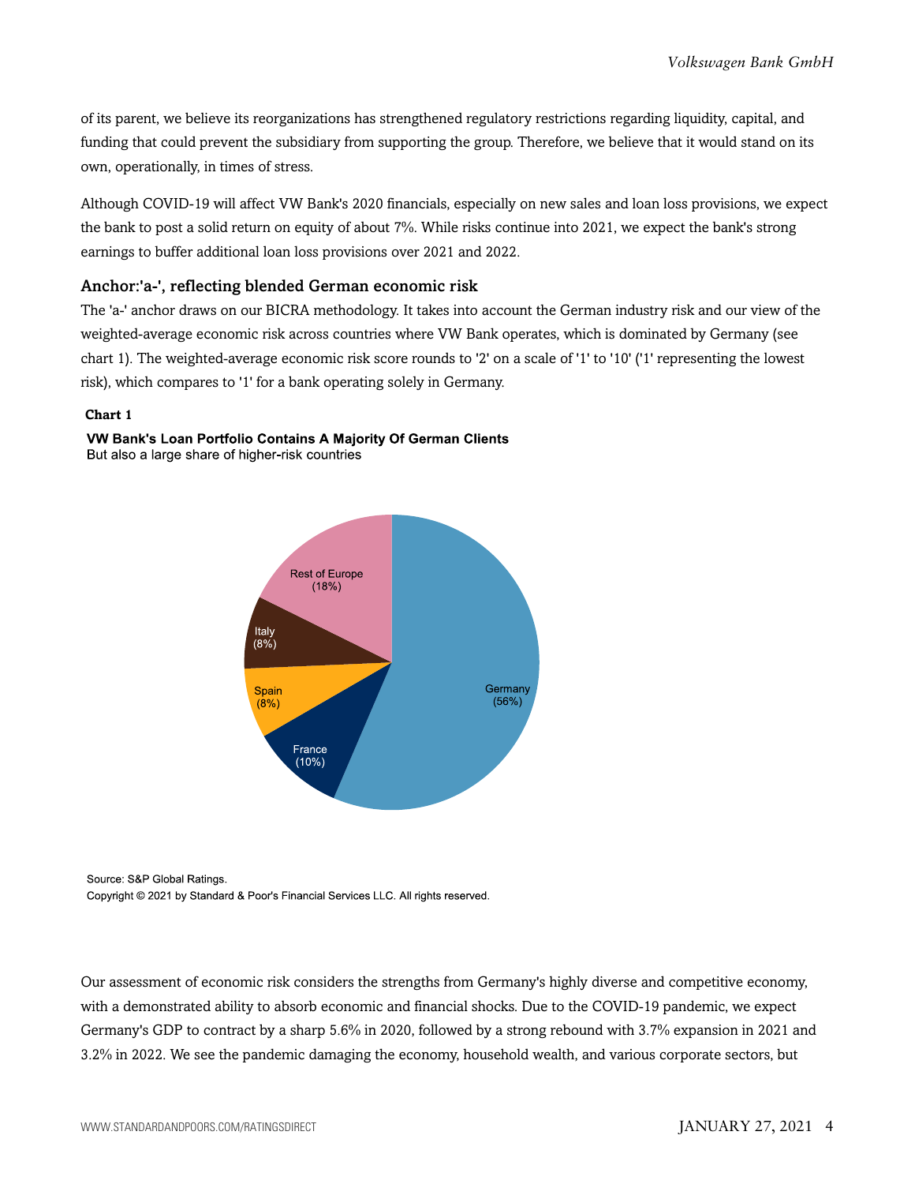of its parent, we believe its reorganizations has strengthened regulatory restrictions regarding liquidity, capital, and funding that could prevent the subsidiary from supporting the group. Therefore, we believe that it would stand on its own, operationally, in times of stress.

Although COVID-19 will affect VW Bank's 2020 financials, especially on new sales and loan loss provisions, we expect the bank to post a solid return on equity of about 7%. While risks continue into 2021, we expect the bank's strong earnings to buffer additional loan loss provisions over 2021 and 2022.

### Anchor:'a-', reflecting blended German economic risk

The 'a-' anchor draws on our BICRA methodology. It takes into account the German industry risk and our view of the weighted-average economic risk across countries where VW Bank operates, which is dominated by Germany (see chart 1). The weighted-average economic risk score rounds to '2' on a scale of '1' to '10' ('1' representing the lowest risk), which compares to '1' for a bank operating solely in Germany.

**Chart 1**

**VW Bank's Loan Portfolio Contains A Majority Of German Clients**
But also a large share of higher-risk countries

| Country | Share |
| --- | --- |
| Germany | 56% |
| France | 10% |
| Spain | 8% |
| Italy | 8% |
| Rest of Europe | 18% |

Source: S&P Global Ratings.
Copyright © 2021 by Standard & Poor's Financial Services LLC. All rights reserved.

Our assessment of economic risk considers the strengths from Germany's highly diverse and competitive economy, with a demonstrated ability to absorb economic and financial shocks. Due to the COVID-19 pandemic, we expect Germany's GDP to contract by a sharp 5.6% in 2020, followed by a strong rebound with 3.7% expansion in 2021 and 3.2% in 2022. We see the pandemic damaging the economy, household wealth, and various corporate sectors, but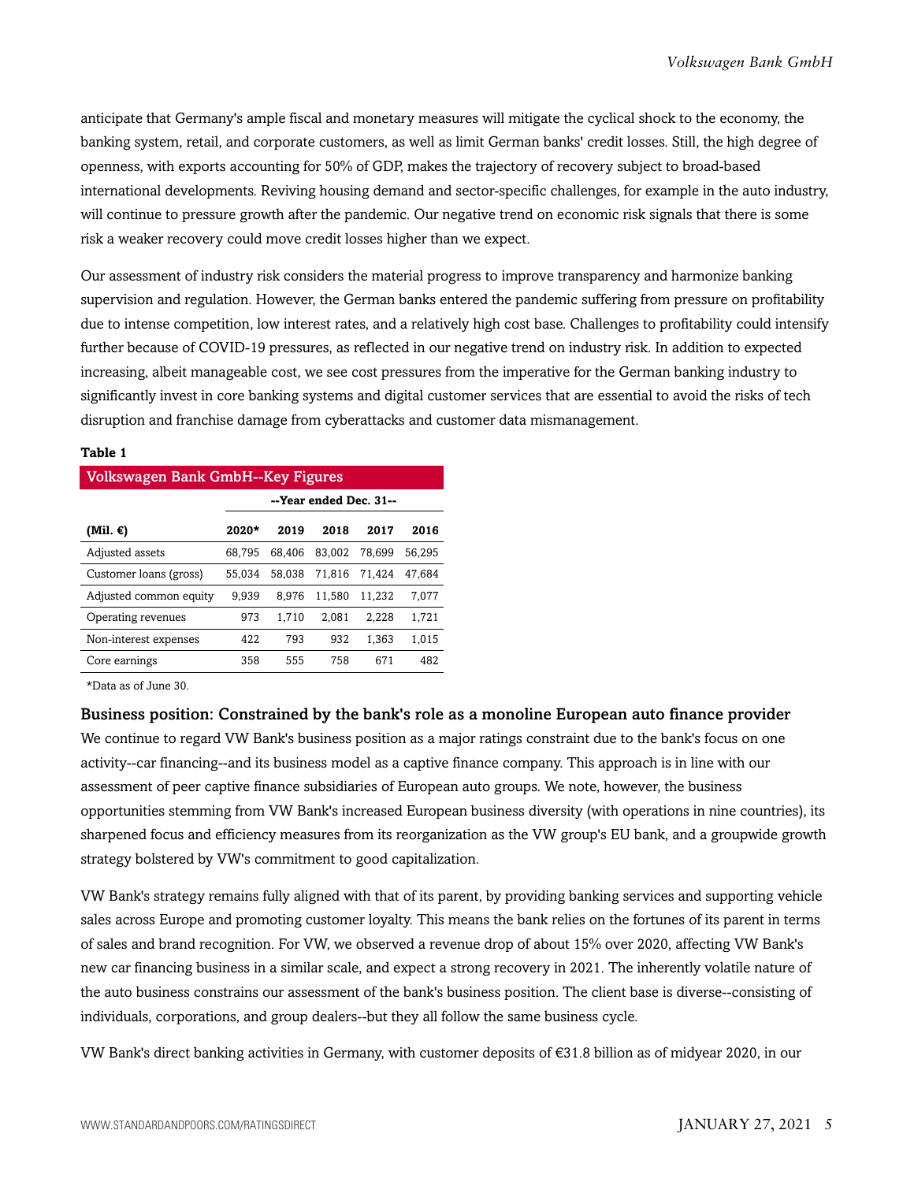anticipate that Germany's ample fiscal and monetary measures will mitigate the cyclical shock to the economy, the banking system, retail, and corporate customers, as well as limit German banks' credit losses. Still, the high degree of openness, with exports accounting for 50% of GDP, makes the trajectory of recovery subject to broad-based international developments. Reviving housing demand and sector-specific challenges, for example in the auto industry, will continue to pressure growth after the pandemic. Our negative trend on economic risk signals that there is some risk a weaker recovery could move credit losses higher than we expect.

Our assessment of industry risk considers the material progress to improve transparency and harmonize banking supervision and regulation. However, the German banks entered the pandemic suffering from pressure on profitability due to intense competition, low interest rates, and a relatively high cost base. Challenges to profitability could intensify further because of COVID-19 pressures, as reflected in our negative trend on industry risk. In addition to expected increasing, albeit manageable cost, we see cost pressures from the imperative for the German banking industry to significantly invest in core banking systems and digital customer services that are essential to avoid the risks of tech disruption and franchise damage from cyberattacks and customer data mismanagement.

**Table 1**

**Volkswagen Bank GmbH--Key Figures**

| | --Year ended Dec. 31-- | | | | |
|---|---|---|---|---|---|
| **(Mil. €)** | **2020*** | **2019** | **2018** | **2017** | **2016** |
| Adjusted assets | 68,795 | 68,406 | 83,002 | 78,699 | 56,295 |
| Customer loans (gross) | 55,034 | 58,038 | 71,816 | 71,424 | 47,684 |
| Adjusted common equity | 9,939 | 8,976 | 11,580 | 11,232 | 7,077 |
| Operating revenues | 973 | 1,710 | 2,081 | 2,228 | 1,721 |
| Non-interest expenses | 422 | 793 | 932 | 1,363 | 1,015 |
| Core earnings | 358 | 555 | 758 | 671 | 482 |

*Data as of June 30.

### Business position: Constrained by the bank's role as a monoline European auto finance provider

We continue to regard VW Bank's business position as a major ratings constraint due to the bank's focus on one activity--car financing--and its business model as a captive finance company. This approach is in line with our assessment of peer captive finance subsidiaries of European auto groups. We note, however, the business opportunities stemming from VW Bank's increased European business diversity (with operations in nine countries), its sharpened focus and efficiency measures from its reorganization as the VW group's EU bank, and a groupwide growth strategy bolstered by VW's commitment to good capitalization.

VW Bank's strategy remains fully aligned with that of its parent, by providing banking services and supporting vehicle sales across Europe and promoting customer loyalty. This means the bank relies on the fortunes of its parent in terms of sales and brand recognition. For VW, we observed a revenue drop of about 15% over 2020, affecting VW Bank's new car financing business in a similar scale, and expect a strong recovery in 2021. The inherently volatile nature of the auto business constrains our assessment of the bank's business position. The client base is diverse--consisting of individuals, corporations, and group dealers--but they all follow the same business cycle.

VW Bank's direct banking activities in Germany, with customer deposits of €31.8 billion as of midyear 2020, in our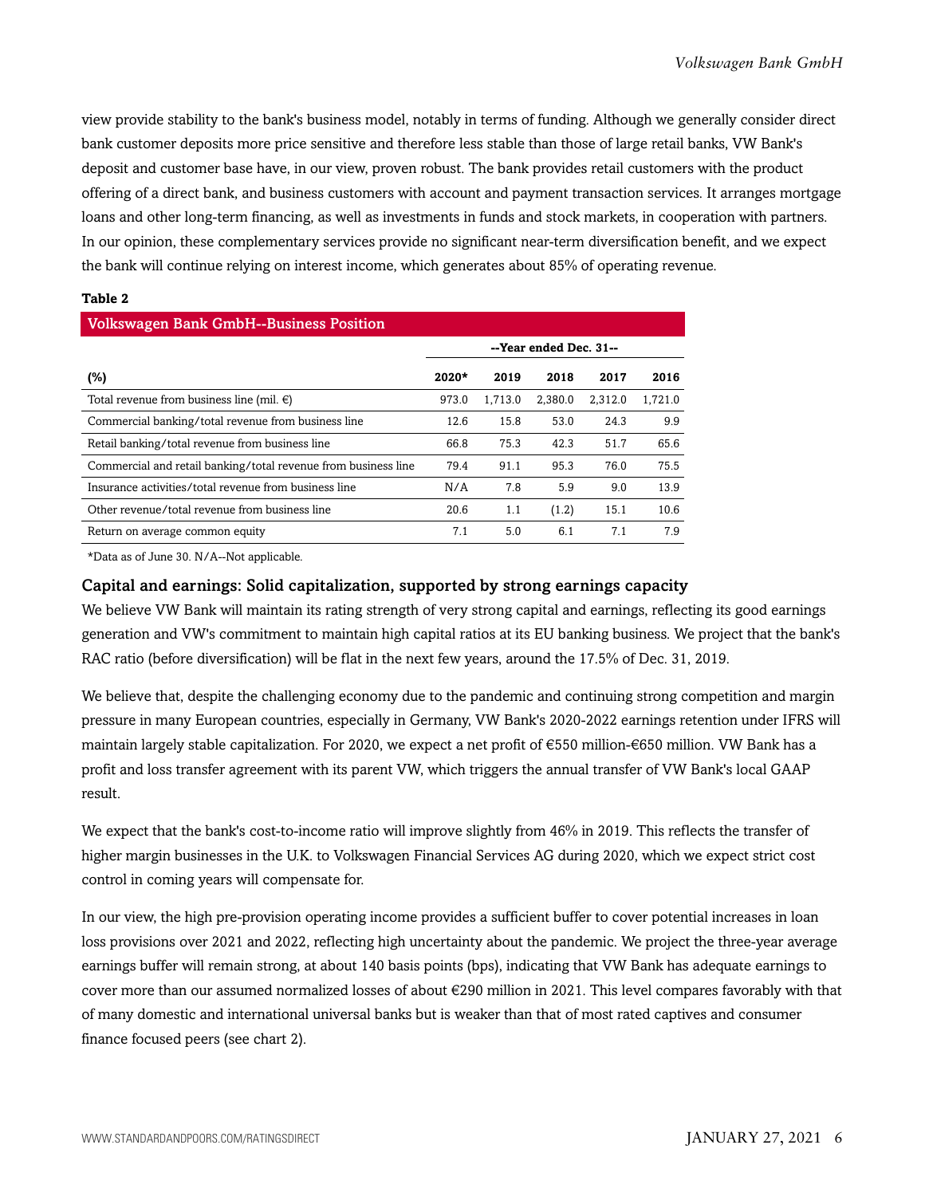view provide stability to the bank's business model, notably in terms of funding. Although we generally consider direct bank customer deposits more price sensitive and therefore less stable than those of large retail banks, VW Bank's deposit and customer base have, in our view, proven robust. The bank provides retail customers with the product offering of a direct bank, and business customers with account and payment transaction services. It arranges mortgage loans and other long-term financing, as well as investments in funds and stock markets, in cooperation with partners. In our opinion, these complementary services provide no significant near-term diversification benefit, and we expect the bank will continue relying on interest income, which generates about 85% of operating revenue.

**Table 2**

| Volkswagen Bank GmbH--Business Position | | | | | |
|---|---|---|---|---|---|
| | --Year ended Dec. 31-- | | | | |
| **(%)** | **2020*** | **2019** | **2018** | **2017** | **2016** |
| Total revenue from business line (mil. €) | 973.0 | 1,713.0 | 2,380.0 | 2,312.0 | 1,721.0 |
| Commercial banking/total revenue from business line | 12.6 | 15.8 | 53.0 | 24.3 | 9.9 |
| Retail banking/total revenue from business line | 66.8 | 75.3 | 42.3 | 51.7 | 65.6 |
| Commercial and retail banking/total revenue from business line | 79.4 | 91.1 | 95.3 | 76.0 | 75.5 |
| Insurance activities/total revenue from business line | N/A | 7.8 | 5.9 | 9.0 | 13.9 |
| Other revenue/total revenue from business line | 20.6 | 1.1 | (1.2) | 15.1 | 10.6 |
| Return on average common equity | 7.1 | 5.0 | 6.1 | 7.1 | 7.9 |

*Data as of June 30. N/A--Not applicable.

### Capital and earnings: Solid capitalization, supported by strong earnings capacity

We believe VW Bank will maintain its rating strength of very strong capital and earnings, reflecting its good earnings generation and VW's commitment to maintain high capital ratios at its EU banking business. We project that the bank's RAC ratio (before diversification) will be flat in the next few years, around the 17.5% of Dec. 31, 2019.

We believe that, despite the challenging economy due to the pandemic and continuing strong competition and margin pressure in many European countries, especially in Germany, VW Bank's 2020-2022 earnings retention under IFRS will maintain largely stable capitalization. For 2020, we expect a net profit of €550 million-€650 million. VW Bank has a profit and loss transfer agreement with its parent VW, which triggers the annual transfer of VW Bank's local GAAP result.

We expect that the bank's cost-to-income ratio will improve slightly from 46% in 2019. This reflects the transfer of higher margin businesses in the U.K. to Volkswagen Financial Services AG during 2020, which we expect strict cost control in coming years will compensate for.

In our view, the high pre-provision operating income provides a sufficient buffer to cover potential increases in loan loss provisions over 2021 and 2022, reflecting high uncertainty about the pandemic. We project the three-year average earnings buffer will remain strong, at about 140 basis points (bps), indicating that VW Bank has adequate earnings to cover more than our assumed normalized losses of about €290 million in 2021. This level compares favorably with that of many domestic and international universal banks but is weaker than that of most rated captives and consumer finance focused peers (see chart 2).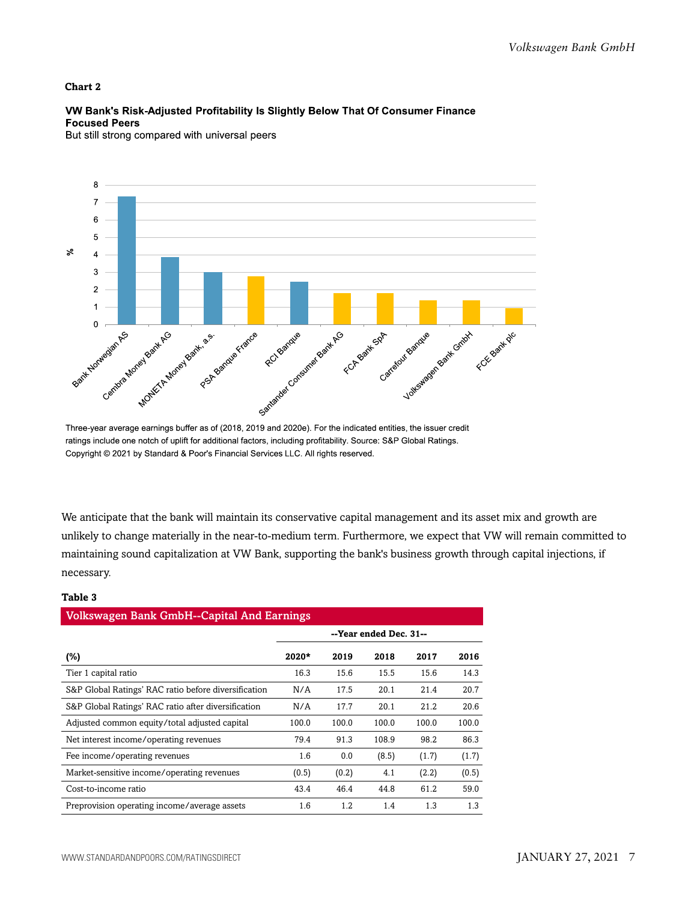**Chart 2**

**VW Bank's Risk-Adjusted Profitability Is Slightly Below That Of Consumer Finance Focused Peers**

But still strong compared with universal peers

Three-year average earnings buffer as of (2018, 2019 and 2020e). For the indicated entities, the issuer credit ratings include one notch of uplift for additional factors, including profitability. Source: S&P Global Ratings.
Copyright © 2021 by Standard & Poor's Financial Services LLC. All rights reserved.

We anticipate that the bank will maintain its conservative capital management and its asset mix and growth are unlikely to change materially in the near-to-medium term. Furthermore, we expect that VW will remain committed to maintaining sound capitalization at VW Bank, supporting the bank's business growth through capital injections, if necessary.

**Table 3**

**Volkswagen Bank GmbH--Capital And Earnings**

| | --Year ended Dec. 31-- | | | | |
|---|---|---|---|---|---|
| **(%)** | **2020*** | **2019** | **2018** | **2017** | **2016** |
| Tier 1 capital ratio | 16.3 | 15.6 | 15.5 | 15.6 | 14.3 |
| S&P Global Ratings' RAC ratio before diversification | N/A | 17.5 | 20.1 | 21.4 | 20.7 |
| S&P Global Ratings' RAC ratio after diversification | N/A | 17.7 | 20.1 | 21.2 | 20.6 |
| Adjusted common equity/total adjusted capital | 100.0 | 100.0 | 100.0 | 100.0 | 100.0 |
| Net interest income/operating revenues | 79.4 | 91.3 | 108.9 | 98.2 | 86.3 |
| Fee income/operating revenues | 1.6 | 0.0 | (8.5) | (1.7) | (1.7) |
| Market-sensitive income/operating revenues | (0.5) | (0.2) | 4.1 | (2.2) | (0.5) |
| Cost-to-income ratio | 43.4 | 46.4 | 44.8 | 61.2 | 59.0 |
| Preprovision operating income/average assets | 1.6 | 1.2 | 1.4 | 1.3 | 1.3 |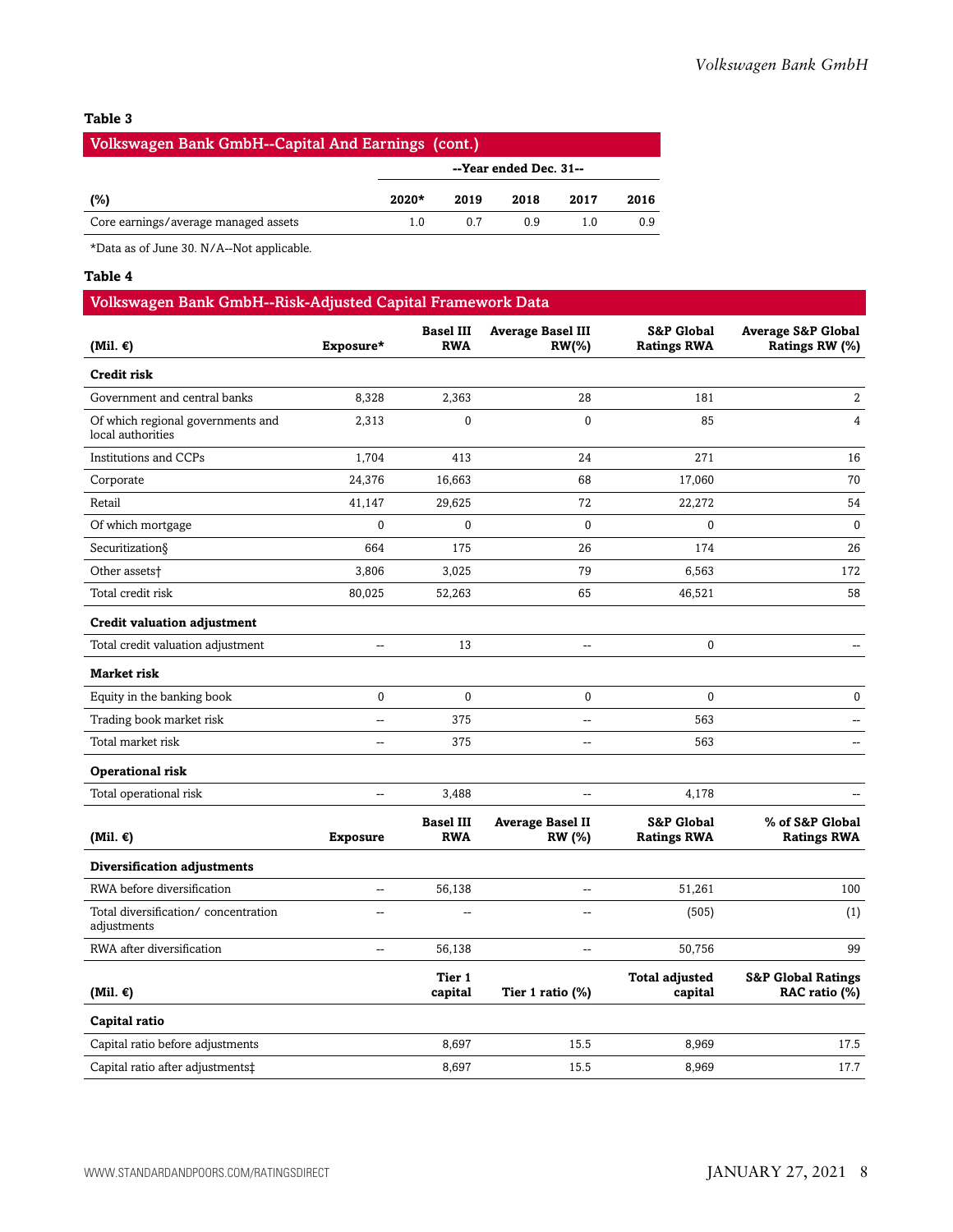**Table 3**

| Volkswagen Bank GmbH--Capital And Earnings (cont.) | | | | | |
|---|---|---|---|---|---|
| | --Year ended Dec. 31-- | | | | |
| (%) | 2020* | 2019 | 2018 | 2017 | 2016 |
| Core earnings/average managed assets | 1.0 | 0.7 | 0.9 | 1.0 | 0.9 |

*Data as of June 30. N/A--Not applicable.

**Table 4**

| Volkswagen Bank GmbH--Risk-Adjusted Capital Framework Data | | | | | |
|---|---|---|---|---|---|
| (Mil. €) | Exposure* | Basel III RWA | Average Basel III RW(%) | S&P Global Ratings RWA | Average S&P Global Ratings RW (%) |
| **Credit risk** | | | | | |
| Government and central banks | 8,328 | 2,363 | 28 | 181 | 2 |
| Of which regional governments and local authorities | 2,313 | 0 | 0 | 85 | 4 |
| Institutions and CCPs | 1,704 | 413 | 24 | 271 | 16 |
| Corporate | 24,376 | 16,663 | 68 | 17,060 | 70 |
| Retail | 41,147 | 29,625 | 72 | 22,272 | 54 |
| Of which mortgage | 0 | 0 | 0 | 0 | 0 |
| Securitization§ | 664 | 175 | 26 | 174 | 26 |
| Other assets† | 3,806 | 3,025 | 79 | 6,563 | 172 |
| Total credit risk | 80,025 | 52,263 | 65 | 46,521 | 58 |
| **Credit valuation adjustment** | | | | | |
| Total credit valuation adjustment | -- | 13 | -- | 0 | -- |
| **Market risk** | | | | | |
| Equity in the banking book | 0 | 0 | 0 | 0 | 0 |
| Trading book market risk | -- | 375 | -- | 563 | -- |
| Total market risk | -- | 375 | -- | 563 | -- |
| **Operational risk** | | | | | |
| Total operational risk | -- | 3,488 | -- | 4,178 | -- |
| (Mil. €) | Exposure | Basel III RWA | Average Basel II RW (%) | S&P Global Ratings RWA | % of S&P Global Ratings RWA |
| **Diversification adjustments** | | | | | |
| RWA before diversification | -- | 56,138 | -- | 51,261 | 100 |
| Total diversification/ concentration adjustments | -- | -- | -- | (505) | (1) |
| RWA after diversification | -- | 56,138 | -- | 50,756 | 99 |
| (Mil. €) | | Tier 1 capital | Tier 1 ratio (%) | Total adjusted capital | S&P Global Ratings RAC ratio (%) |
| **Capital ratio** | | | | | |
| Capital ratio before adjustments | | 8,697 | 15.5 | 8,969 | 17.5 |
| Capital ratio after adjustments‡ | | 8,697 | 15.5 | 8,969 | 17.7 |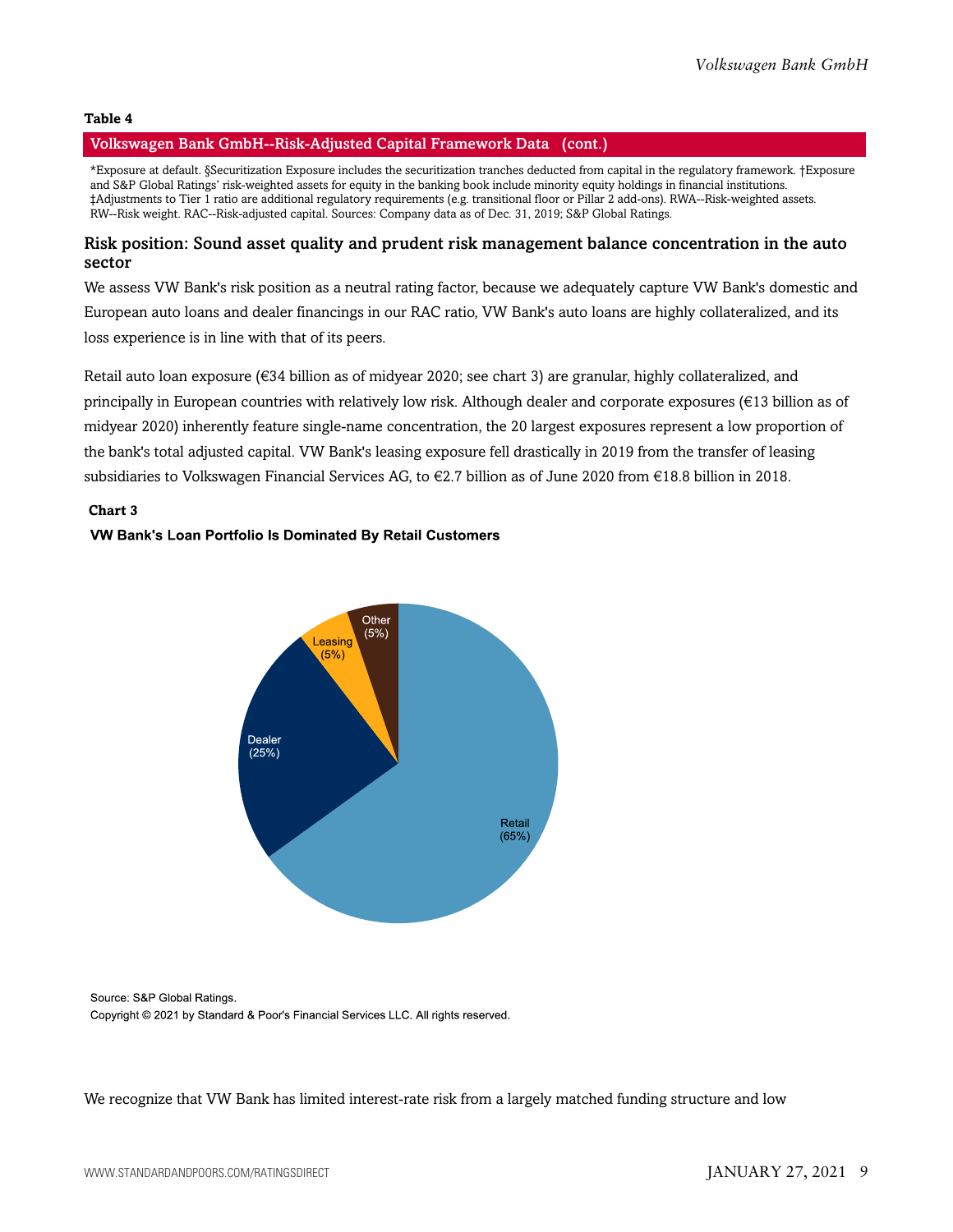**Table 4**

**Volkswagen Bank GmbH--Risk-Adjusted Capital Framework Data (cont.)**

*Exposure at default. §Securitization Exposure includes the securitization tranches deducted from capital in the regulatory framework. †Exposure and S&P Global Ratings' risk-weighted assets for equity in the banking book include minority equity holdings in financial institutions. ‡Adjustments to Tier 1 ratio are additional regulatory requirements (e.g. transitional floor or Pillar 2 add-ons). RWA--Risk-weighted assets. RW--Risk weight. RAC--Risk-adjusted capital. Sources: Company data as of Dec. 31, 2019; S&P Global Ratings.

### Risk position: Sound asset quality and prudent risk management balance concentration in the auto sector

We assess VW Bank's risk position as a neutral rating factor, because we adequately capture VW Bank's domestic and European auto loans and dealer financings in our RAC ratio, VW Bank's auto loans are highly collateralized, and its loss experience is in line with that of its peers.

Retail auto loan exposure (€34 billion as of midyear 2020; see chart 3) are granular, highly collateralized, and principally in European countries with relatively low risk. Although dealer and corporate exposures (€13 billion as of midyear 2020) inherently feature single-name concentration, the 20 largest exposures represent a low proportion of the bank's total adjusted capital. VW Bank's leasing exposure fell drastically in 2019 from the transfer of leasing subsidiaries to Volkswagen Financial Services AG, to €2.7 billion as of June 2020 from €18.8 billion in 2018.

**Chart 3**

**VW Bank's Loan Portfolio Is Dominated By Retail Customers**

| Segment | Share |
|---|---|
| Retail | 65% |
| Dealer | 25% |
| Leasing | 5% |
| Other | 5% |

Source: S&P Global Ratings.

Copyright © 2021 by Standard & Poor's Financial Services LLC. All rights reserved.

We recognize that VW Bank has limited interest-rate risk from a largely matched funding structure and low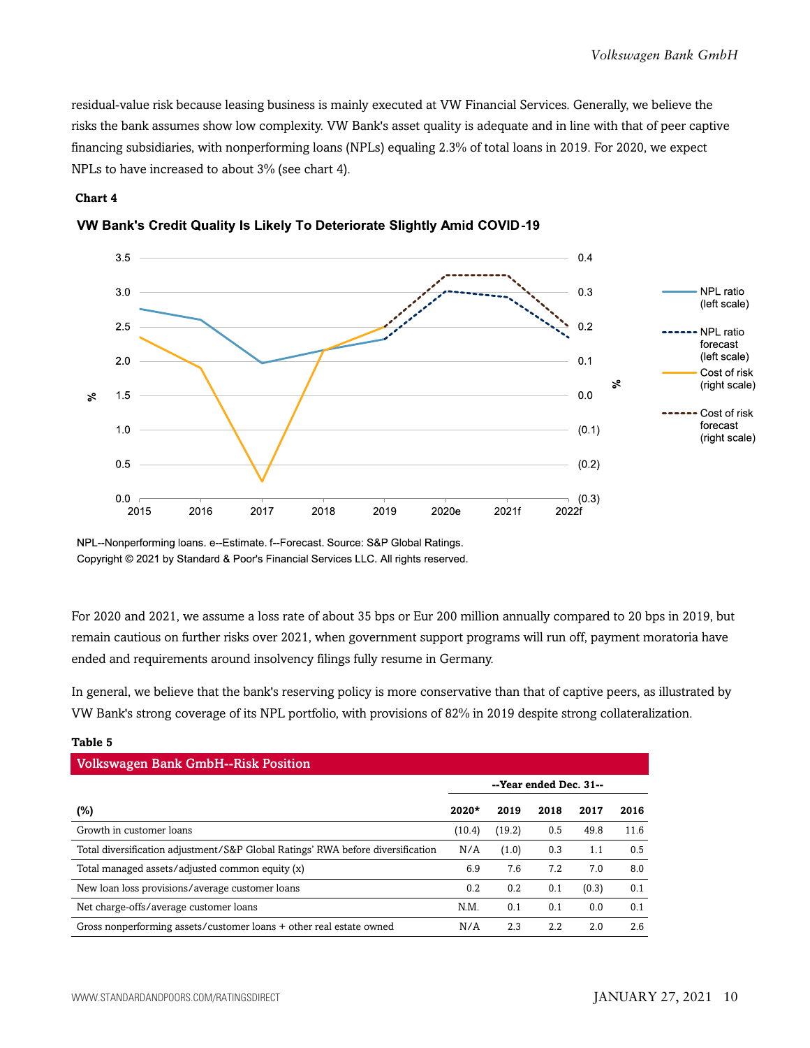residual-value risk because leasing business is mainly executed at VW Financial Services. Generally, we believe the risks the bank assumes show low complexity. VW Bank's asset quality is adequate and in line with that of peer captive financing subsidiaries, with nonperforming loans (NPLs) equaling 2.3% of total loans in 2019. For 2020, we expect NPLs to have increased to about 3% (see chart 4).

**Chart 4**

**VW Bank's Credit Quality Is Likely To Deteriorate Slightly Amid COVID-19**

NPL--Nonperforming loans. e--Estimate. f--Forecast. Source: S&P Global Ratings.
Copyright © 2021 by Standard & Poor's Financial Services LLC. All rights reserved.

For 2020 and 2021, we assume a loss rate of about 35 bps or Eur 200 million annually compared to 20 bps in 2019, but remain cautious on further risks over 2021, when government support programs will run off, payment moratoria have ended and requirements around insolvency filings fully resume in Germany.

In general, we believe that the bank's reserving policy is more conservative than that of captive peers, as illustrated by VW Bank's strong coverage of its NPL portfolio, with provisions of 82% in 2019 despite strong collateralization.

**Table 5**

**Volkswagen Bank GmbH--Risk Position**

| | --Year ended Dec. 31-- | | | | |
|---|---|---|---|---|---|
| (%) | 2020* | 2019 | 2018 | 2017 | 2016 |
| Growth in customer loans | (10.4) | (19.2) | 0.5 | 49.8 | 11.6 |
| Total diversification adjustment/S&P Global Ratings' RWA before diversification | N/A | (1.0) | 0.3 | 1.1 | 0.5 |
| Total managed assets/adjusted common equity (x) | 6.9 | 7.6 | 7.2 | 7.0 | 8.0 |
| New loan loss provisions/average customer loans | 0.2 | 0.2 | 0.1 | (0.3) | 0.1 |
| Net charge-offs/average customer loans | N.M. | 0.1 | 0.1 | 0.0 | 0.1 |
| Gross nonperforming assets/customer loans + other real estate owned | N/A | 2.3 | 2.2 | 2.0 | 2.6 |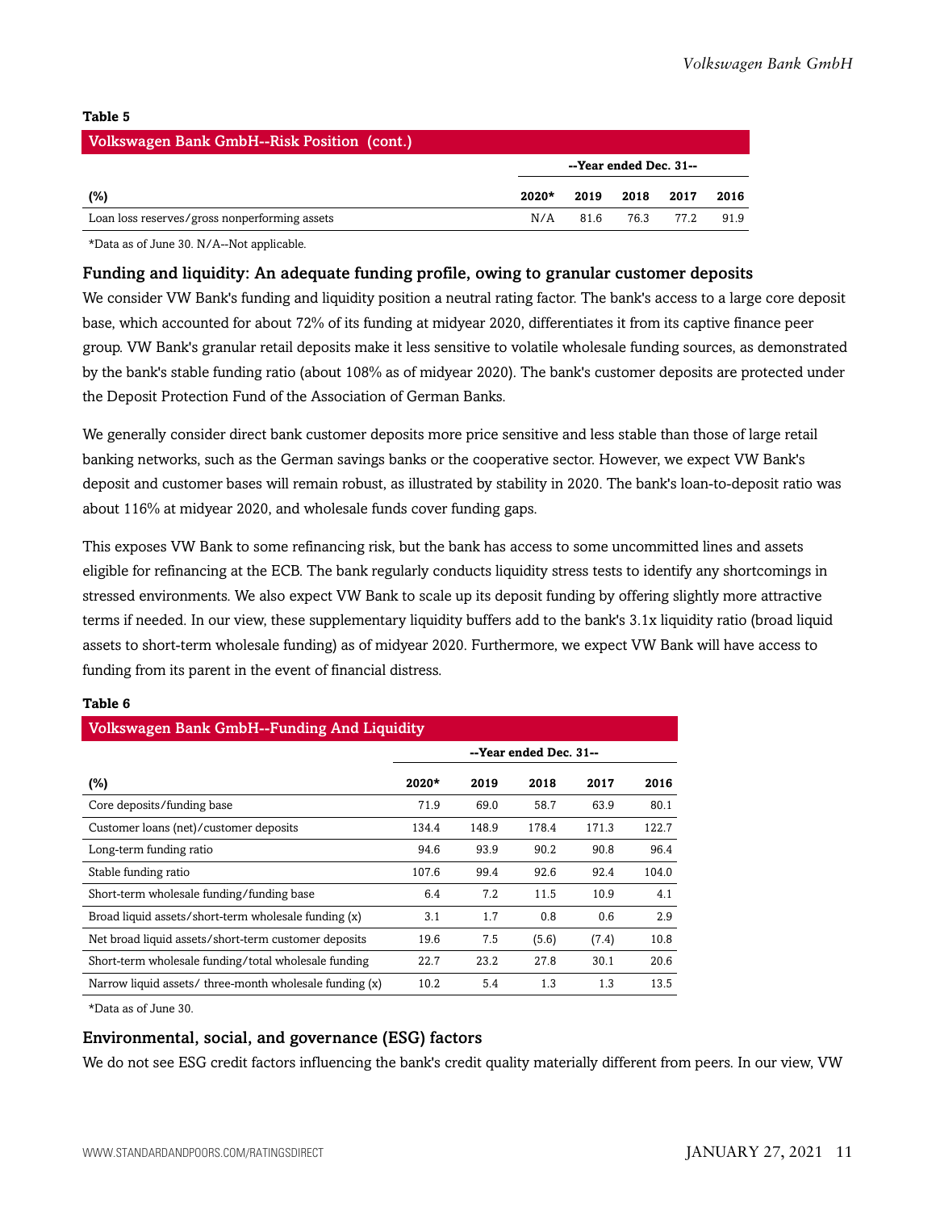**Table 5**

| Volkswagen Bank GmbH--Risk Position (cont.) | | | | | |
|---|---|---|---|---|---|
| | --Year ended Dec. 31-- | | | | |
| (%) | 2020* | 2019 | 2018 | 2017 | 2016 |
| Loan loss reserves/gross nonperforming assets | N/A | 81.6 | 76.3 | 77.2 | 91.9 |

*Data as of June 30. N/A--Not applicable.

### Funding and liquidity: An adequate funding profile, owing to granular customer deposits

We consider VW Bank's funding and liquidity position a neutral rating factor. The bank's access to a large core deposit base, which accounted for about 72% of its funding at midyear 2020, differentiates it from its captive finance peer group. VW Bank's granular retail deposits make it less sensitive to volatile wholesale funding sources, as demonstrated by the bank's stable funding ratio (about 108% as of midyear 2020). The bank's customer deposits are protected under the Deposit Protection Fund of the Association of German Banks.

We generally consider direct bank customer deposits more price sensitive and less stable than those of large retail banking networks, such as the German savings banks or the cooperative sector. However, we expect VW Bank's deposit and customer bases will remain robust, as illustrated by stability in 2020. The bank's loan-to-deposit ratio was about 116% at midyear 2020, and wholesale funds cover funding gaps.

This exposes VW Bank to some refinancing risk, but the bank has access to some uncommitted lines and assets eligible for refinancing at the ECB. The bank regularly conducts liquidity stress tests to identify any shortcomings in stressed environments. We also expect VW Bank to scale up its deposit funding by offering slightly more attractive terms if needed. In our view, these supplementary liquidity buffers add to the bank's 3.1x liquidity ratio (broad liquid assets to short-term wholesale funding) as of midyear 2020. Furthermore, we expect VW Bank will have access to funding from its parent in the event of financial distress.

**Table 6**

| Volkswagen Bank GmbH--Funding And Liquidity | | | | | |
|---|---|---|---|---|---|
| | --Year ended Dec. 31-- | | | | |
| (%) | 2020* | 2019 | 2018 | 2017 | 2016 |
| Core deposits/funding base | 71.9 | 69.0 | 58.7 | 63.9 | 80.1 |
| Customer loans (net)/customer deposits | 134.4 | 148.9 | 178.4 | 171.3 | 122.7 |
| Long-term funding ratio | 94.6 | 93.9 | 90.2 | 90.8 | 96.4 |
| Stable funding ratio | 107.6 | 99.4 | 92.6 | 92.4 | 104.0 |
| Short-term wholesale funding/funding base | 6.4 | 7.2 | 11.5 | 10.9 | 4.1 |
| Broad liquid assets/short-term wholesale funding (x) | 3.1 | 1.7 | 0.8 | 0.6 | 2.9 |
| Net broad liquid assets/short-term customer deposits | 19.6 | 7.5 | (5.6) | (7.4) | 10.8 |
| Short-term wholesale funding/total wholesale funding | 22.7 | 23.2 | 27.8 | 30.1 | 20.6 |
| Narrow liquid assets/ three-month wholesale funding (x) | 10.2 | 5.4 | 1.3 | 1.3 | 13.5 |

*Data as of June 30.

### Environmental, social, and governance (ESG) factors

We do not see ESG credit factors influencing the bank's credit quality materially different from peers. In our view, VW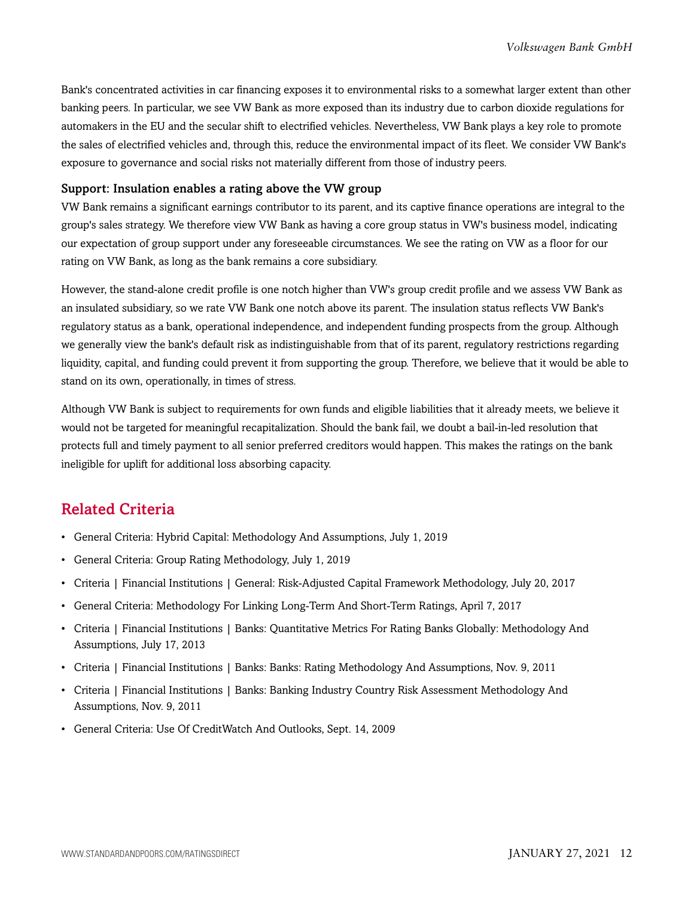Bank's concentrated activities in car financing exposes it to environmental risks to a somewhat larger extent than other banking peers. In particular, we see VW Bank as more exposed than its industry due to carbon dioxide regulations for automakers in the EU and the secular shift to electrified vehicles. Nevertheless, VW Bank plays a key role to promote the sales of electrified vehicles and, through this, reduce the environmental impact of its fleet. We consider VW Bank's exposure to governance and social risks not materially different from those of industry peers.

### Support: Insulation enables a rating above the VW group

VW Bank remains a significant earnings contributor to its parent, and its captive finance operations are integral to the group's sales strategy. We therefore view VW Bank as having a core group status in VW's business model, indicating our expectation of group support under any foreseeable circumstances. We see the rating on VW as a floor for our rating on VW Bank, as long as the bank remains a core subsidiary.

However, the stand-alone credit profile is one notch higher than VW's group credit profile and we assess VW Bank as an insulated subsidiary, so we rate VW Bank one notch above its parent. The insulation status reflects VW Bank's regulatory status as a bank, operational independence, and independent funding prospects from the group. Although we generally view the bank's default risk as indistinguishable from that of its parent, regulatory restrictions regarding liquidity, capital, and funding could prevent it from supporting the group. Therefore, we believe that it would be able to stand on its own, operationally, in times of stress.

Although VW Bank is subject to requirements for own funds and eligible liabilities that it already meets, we believe it would not be targeted for meaningful recapitalization. Should the bank fail, we doubt a bail-in-led resolution that protects full and timely payment to all senior preferred creditors would happen. This makes the ratings on the bank ineligible for uplift for additional loss absorbing capacity.

## Related Criteria

- General Criteria: Hybrid Capital: Methodology And Assumptions, July 1, 2019
- General Criteria: Group Rating Methodology, July 1, 2019
- Criteria | Financial Institutions | General: Risk-Adjusted Capital Framework Methodology, July 20, 2017
- General Criteria: Methodology For Linking Long-Term And Short-Term Ratings, April 7, 2017
- Criteria | Financial Institutions | Banks: Quantitative Metrics For Rating Banks Globally: Methodology And Assumptions, July 17, 2013
- Criteria | Financial Institutions | Banks: Banks: Rating Methodology And Assumptions, Nov. 9, 2011
- Criteria | Financial Institutions | Banks: Banking Industry Country Risk Assessment Methodology And Assumptions, Nov. 9, 2011
- General Criteria: Use Of CreditWatch And Outlooks, Sept. 14, 2009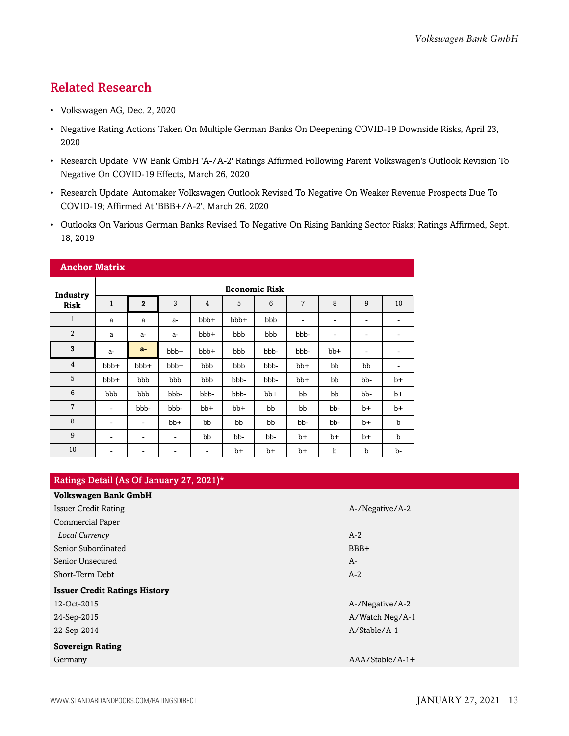## Related Research

- Volkswagen AG, Dec. 2, 2020
- Negative Rating Actions Taken On Multiple German Banks On Deepening COVID-19 Downside Risks, April 23, 2020
- Research Update: VW Bank GmbH 'A-/A-2' Ratings Affirmed Following Parent Volkswagen's Outlook Revision To Negative On COVID-19 Effects, March 26, 2020
- Research Update: Automaker Volkswagen Outlook Revised To Negative On Weaker Revenue Prospects Due To COVID-19; Affirmed At 'BBB+/A-2', March 26, 2020
- Outlooks On Various German Banks Revised To Negative On Rising Banking Sector Risks; Ratings Affirmed, Sept. 18, 2019

**Anchor Matrix**

| Industry Risk | Economic Risk | | | | | | | | | |
|---|---|---|---|---|---|---|---|---|---|---|
| | 1 | **2** | 3 | 4 | 5 | 6 | 7 | 8 | 9 | 10 |
| 1 | a | a | a- | bbb+ | bbb+ | bbb | - | - | - | - |
| 2 | a | a- | a- | bbb+ | bbb | bbb | bbb- | - | - | - |
| **3** | a- | **a-** | bbb+ | bbb+ | bbb | bbb- | bbb- | bb+ | - | - |
| 4 | bbb+ | bbb+ | bbb+ | bbb | bbb | bbb- | bb+ | bb | bb | - |
| 5 | bbb+ | bbb | bbb | bbb | bbb- | bbb- | bb+ | bb | bb- | b+ |
| 6 | bbb | bbb | bbb- | bbb- | bbb- | bb+ | bb | bb | bb- | b+ |
| 7 | - | bbb- | bbb- | bb+ | bb+ | bb | bb | bb- | b+ | b+ |
| 8 | - | - | bb+ | bb | bb | bb | bb- | bb- | b+ | b |
| 9 | - | - | - | bb | bb- | bb- | b+ | b+ | b+ | b |
| 10 | - | - | - | - | b+ | b+ | b+ | b | b | b- |

| Ratings Detail (As Of January 27, 2021)* | |
|---|---|
| **Volkswagen Bank GmbH** | |
| Issuer Credit Rating | A-/Negative/A-2 |
| Commercial Paper | |
| *Local Currency* | A-2 |
| Senior Subordinated | BBB+ |
| Senior Unsecured | A- |
| Short-Term Debt | A-2 |
| **Issuer Credit Ratings History** | |
| 12-Oct-2015 | A-/Negative/A-2 |
| 24-Sep-2015 | A/Watch Neg/A-1 |
| 22-Sep-2014 | A/Stable/A-1 |
| **Sovereign Rating** | |
| Germany | AAA/Stable/A-1+ |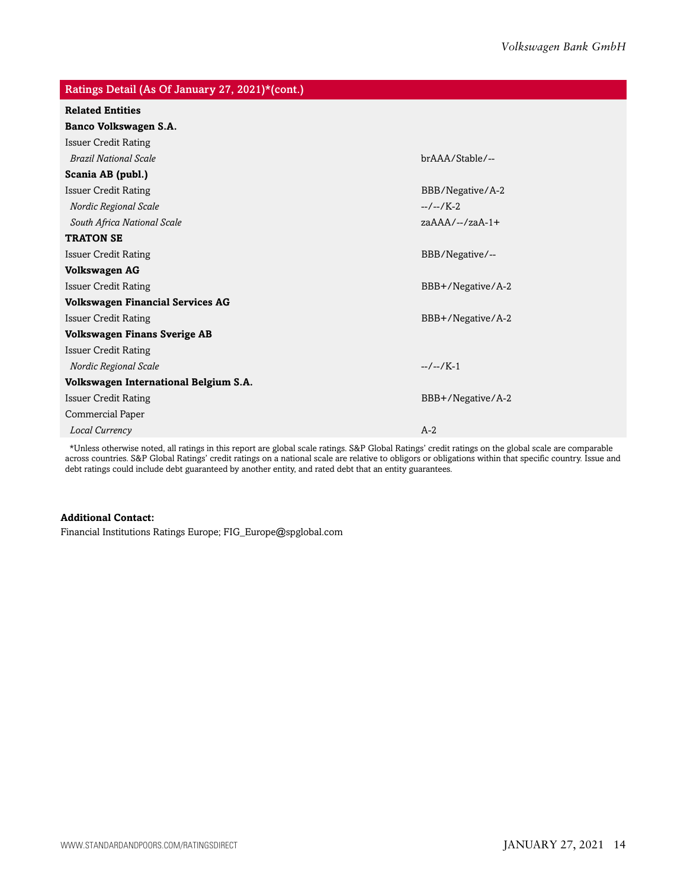| Ratings Detail (As Of January 27, 2021)*(cont.) | |
|---|---|
| **Related Entities** | |
| **Banco Volkswagen S.A.** | |
| Issuer Credit Rating | |
| *Brazil National Scale* | brAAA/Stable/-- |
| **Scania AB (publ.)** | |
| Issuer Credit Rating | BBB/Negative/A-2 |
| *Nordic Regional Scale* | --/--/K-2 |
| *South Africa National Scale* | zaAAA/--/zaA-1+ |
| **TRATON SE** | |
| Issuer Credit Rating | BBB/Negative/-- |
| **Volkswagen AG** | |
| Issuer Credit Rating | BBB+/Negative/A-2 |
| **Volkswagen Financial Services AG** | |
| Issuer Credit Rating | BBB+/Negative/A-2 |
| **Volkswagen Finans Sverige AB** | |
| Issuer Credit Rating | |
| *Nordic Regional Scale* | --/--/K-1 |
| **Volkswagen International Belgium S.A.** | |
| Issuer Credit Rating | BBB+/Negative/A-2 |
| Commercial Paper | |
| *Local Currency* | A-2 |

*Unless otherwise noted, all ratings in this report are global scale ratings. S&P Global Ratings' credit ratings on the global scale are comparable across countries. S&P Global Ratings' credit ratings on a national scale are relative to obligors or obligations within that specific country. Issue and debt ratings could include debt guaranteed by another entity, and rated debt that an entity guarantees.

**Additional Contact:**

Financial Institutions Ratings Europe; FIG_Europe@spglobal.com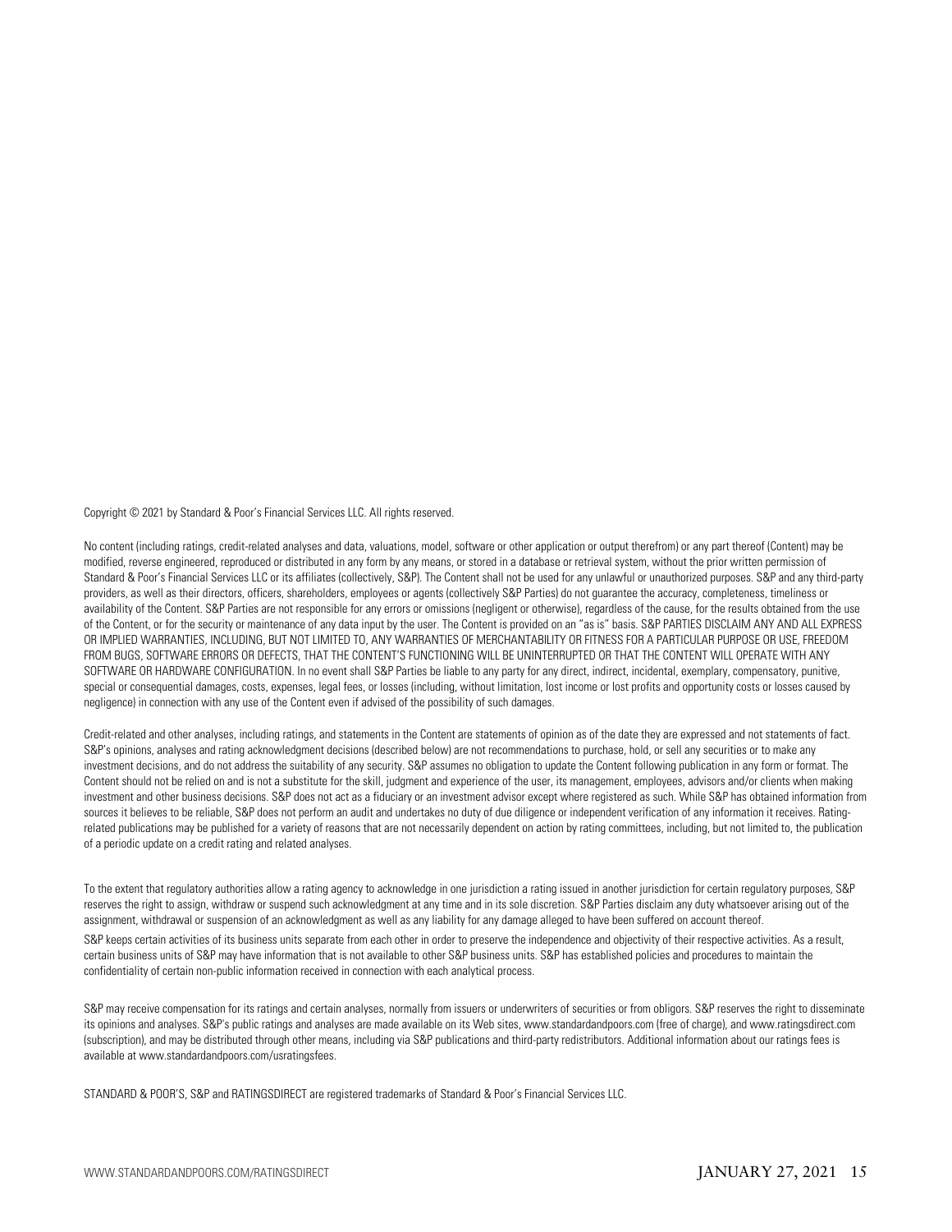Copyright © 2021 by Standard & Poor's Financial Services LLC. All rights reserved.

No content (including ratings, credit-related analyses and data, valuations, model, software or other application or output therefrom) or any part thereof (Content) may be modified, reverse engineered, reproduced or distributed in any form by any means, or stored in a database or retrieval system, without the prior written permission of Standard & Poor's Financial Services LLC or its affiliates (collectively, S&P). The Content shall not be used for any unlawful or unauthorized purposes. S&P and any third-party providers, as well as their directors, officers, shareholders, employees or agents (collectively S&P Parties) do not guarantee the accuracy, completeness, timeliness or availability of the Content. S&P Parties are not responsible for any errors or omissions (negligent or otherwise), regardless of the cause, for the results obtained from the use of the Content, or for the security or maintenance of any data input by the user. The Content is provided on an "as is" basis. S&P PARTIES DISCLAIM ANY AND ALL EXPRESS OR IMPLIED WARRANTIES, INCLUDING, BUT NOT LIMITED TO, ANY WARRANTIES OF MERCHANTABILITY OR FITNESS FOR A PARTICULAR PURPOSE OR USE, FREEDOM FROM BUGS, SOFTWARE ERRORS OR DEFECTS, THAT THE CONTENT'S FUNCTIONING WILL BE UNINTERRUPTED OR THAT THE CONTENT WILL OPERATE WITH ANY SOFTWARE OR HARDWARE CONFIGURATION. In no event shall S&P Parties be liable to any party for any direct, indirect, incidental, exemplary, compensatory, punitive, special or consequential damages, costs, expenses, legal fees, or losses (including, without limitation, lost income or lost profits and opportunity costs or losses caused by negligence) in connection with any use of the Content even if advised of the possibility of such damages.

Credit-related and other analyses, including ratings, and statements in the Content are statements of opinion as of the date they are expressed and not statements of fact. S&P's opinions, analyses and rating acknowledgment decisions (described below) are not recommendations to purchase, hold, or sell any securities or to make any investment decisions, and do not address the suitability of any security. S&P assumes no obligation to update the Content following publication in any form or format. The Content should not be relied on and is not a substitute for the skill, judgment and experience of the user, its management, employees, advisors and/or clients when making investment and other business decisions. S&P does not act as a fiduciary or an investment advisor except where registered as such. While S&P has obtained information from sources it believes to be reliable, S&P does not perform an audit and undertakes no duty of due diligence or independent verification of any information it receives. Rating-related publications may be published for a variety of reasons that are not necessarily dependent on action by rating committees, including, but not limited to, the publication of a periodic update on a credit rating and related analyses.

To the extent that regulatory authorities allow a rating agency to acknowledge in one jurisdiction a rating issued in another jurisdiction for certain regulatory purposes, S&P reserves the right to assign, withdraw or suspend such acknowledgment at any time and in its sole discretion. S&P Parties disclaim any duty whatsoever arising out of the assignment, withdrawal or suspension of an acknowledgment as well as any liability for any damage alleged to have been suffered on account thereof.

S&P keeps certain activities of its business units separate from each other in order to preserve the independence and objectivity of their respective activities. As a result, certain business units of S&P may have information that is not available to other S&P business units. S&P has established policies and procedures to maintain the confidentiality of certain non-public information received in connection with each analytical process.

S&P may receive compensation for its ratings and certain analyses, normally from issuers or underwriters of securities or from obligors. S&P reserves the right to disseminate its opinions and analyses. S&P's public ratings and analyses are made available on its Web sites, www.standardandpoors.com (free of charge), and www.ratingsdirect.com (subscription), and may be distributed through other means, including via S&P publications and third-party redistributors. Additional information about our ratings fees is available at www.standardandpoors.com/usratingsfees.

STANDARD & POOR'S, S&P and RATINGSDIRECT are registered trademarks of Standard & Poor's Financial Services LLC.